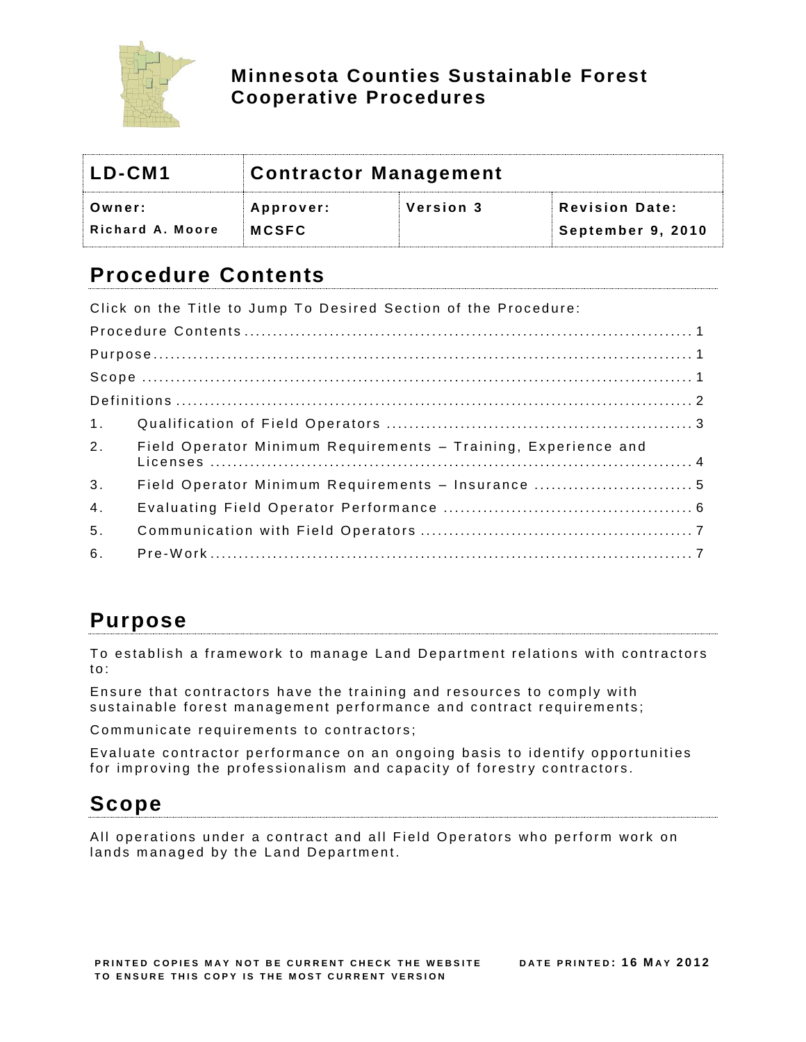# Minnesota Counties Sustainable Forest Cooperative Procedures

| LD-CM1 | Contractor Management | | |
|---|---|---|---|
| Owner: Richard A. Moore | Approver: MCSFC | Version 3 | Revision Date: September 9, 2010 |

## Procedure Contents

Click on the Title to Jump To Desired Section of the Procedure:

Procedure Contents ........ 1
Purpose ........ 1
Scope ........ 1
Definitions ........ 2
1. Qualification of Field Operators ........ 3
2. Field Operator Minimum Requirements – Training, Experience and Licenses ........ 4
3. Field Operator Minimum Requirements – Insurance ........ 5
4. Evaluating Field Operator Performance ........ 6
5. Communication with Field Operators ........ 7
6. Pre-Work ........ 7

## Purpose

To establish a framework to manage Land Department relations with contractors to:

Ensure that contractors have the training and resources to comply with sustainable forest management performance and contract requirements;

Communicate requirements to contractors;

Evaluate contractor performance on an ongoing basis to identify opportunities for improving the professionalism and capacity of forestry contractors.

## Scope

All operations under a contract and all Field Operators who perform work on lands managed by the Land Department.

PRINTED COPIES MAY NOT BE CURRENT CHECK THE WEBSITE TO ENSURE THIS COPY IS THE MOST CURRENT VERSION

DATE PRINTED: 16 MAY 2012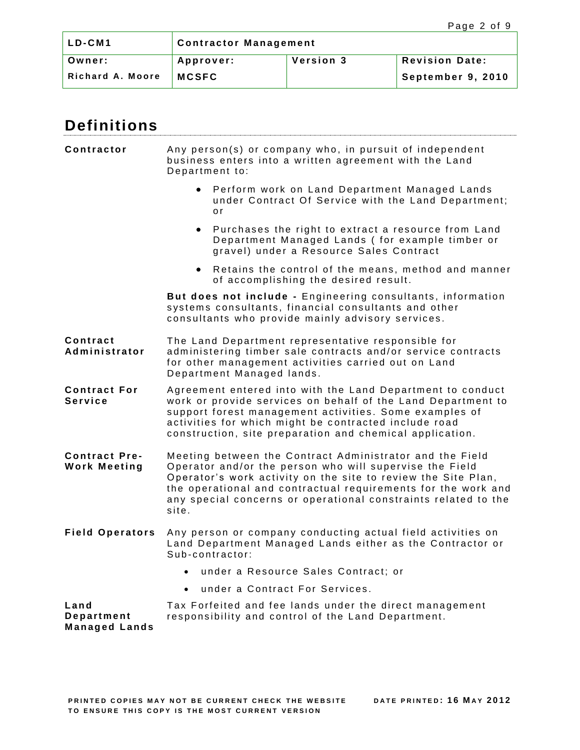| LD-CM1 | Contractor Management | | |
|---|---|---|---|
| Owner: | Approver: | Version 3 | Revision Date: |
| Richard A. Moore | MCSFC | | September 9, 2010 |

## Definitions

**Contractor**

Any person(s) or company who, in pursuit of independent business enters into a written agreement with the Land Department to:

- Perform work on Land Department Managed Lands under Contract Of Service with the Land Department; or
- Purchases the right to extract a resource from Land Department Managed Lands ( for example timber or gravel) under a Resource Sales Contract
- Retains the control of the means, method and manner of accomplishing the desired result.

**But does not include -** Engineering consultants, information systems consultants, financial consultants and other consultants who provide mainly advisory services.

**Contract Administrator**

The Land Department representative responsible for administering timber sale contracts and/or service contracts for other management activities carried out on Land Department Managed lands.

**Contract For Service**

Agreement entered into with the Land Department to conduct work or provide services on behalf of the Land Department to support forest management activities. Some examples of activities for which might be contracted include road construction, site preparation and chemical application.

**Contract Pre-Work Meeting**

Meeting between the Contract Administrator and the Field Operator and/or the person who will supervise the Field Operator's work activity on the site to review the Site Plan, the operational and contractual requirements for the work and any special concerns or operational constraints related to the site.

**Field Operators**

Any person or company conducting actual field activities on Land Department Managed Lands either as the Contractor or Sub-contractor:

- under a Resource Sales Contract; or
- under a Contract For Services.

**Land Department Managed Lands**

Tax Forfeited and fee lands under the direct management responsibility and control of the Land Department.

PRINTED COPIES MAY NOT BE CURRENT CHECK THE WEBSITE TO ENSURE THIS COPY IS THE MOST CURRENT VERSION

DATE PRINTED: 16 MAY 2012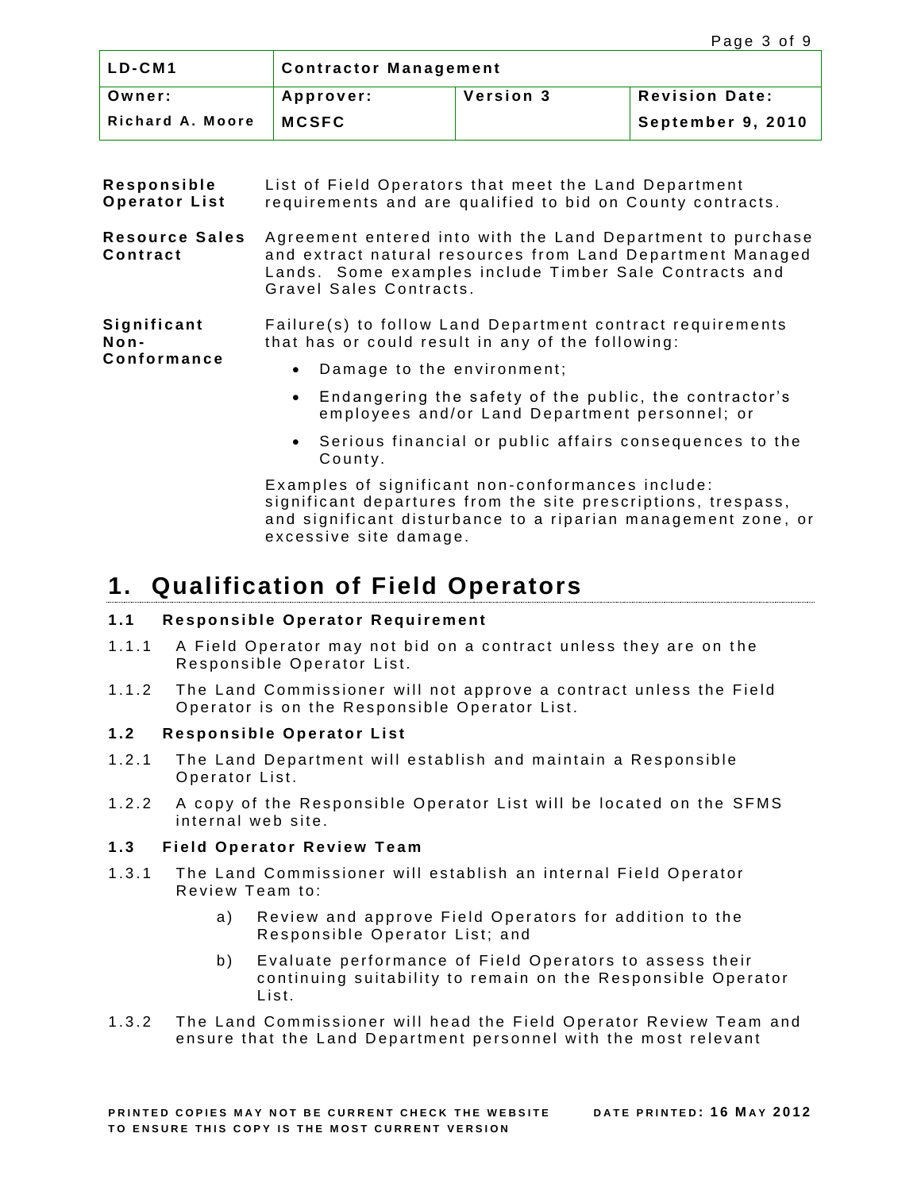| LD-CM1 | Contractor Management | | |
|---|---|---|---|
| Owner: | Approver: | Version 3 | Revision Date: |
| Richard A. Moore | MCSFC | | September 9, 2010 |

**Responsible Operator List** List of Field Operators that meet the Land Department requirements and are qualified to bid on County contracts.

**Resource Sales Contract** Agreement entered into with the Land Department to purchase and extract natural resources from Land Department Managed Lands. Some examples include Timber Sale Contracts and Gravel Sales Contracts.

**Significant Non-Conformance** Failure(s) to follow Land Department contract requirements that has or could result in any of the following:

- Damage to the environment;
- Endangering the safety of the public, the contractor's employees and/or Land Department personnel; or
- Serious financial or public affairs consequences to the County.

Examples of significant non-conformances include: significant departures from the site prescriptions, trespass, and significant disturbance to a riparian management zone, or excessive site damage.

# 1. Qualification of Field Operators

### 1.1 Responsible Operator Requirement

1.1.1 A Field Operator may not bid on a contract unless they are on the Responsible Operator List.

1.1.2 The Land Commissioner will not approve a contract unless the Field Operator is on the Responsible Operator List.

### 1.2 Responsible Operator List

1.2.1 The Land Department will establish and maintain a Responsible Operator List.

1.2.2 A copy of the Responsible Operator List will be located on the SFMS internal web site.

### 1.3 Field Operator Review Team

1.3.1 The Land Commissioner will establish an internal Field Operator Review Team to:

a) Review and approve Field Operators for addition to the Responsible Operator List; and

b) Evaluate performance of Field Operators to assess their continuing suitability to remain on the Responsible Operator List.

1.3.2 The Land Commissioner will head the Field Operator Review Team and ensure that the Land Department personnel with the most relevant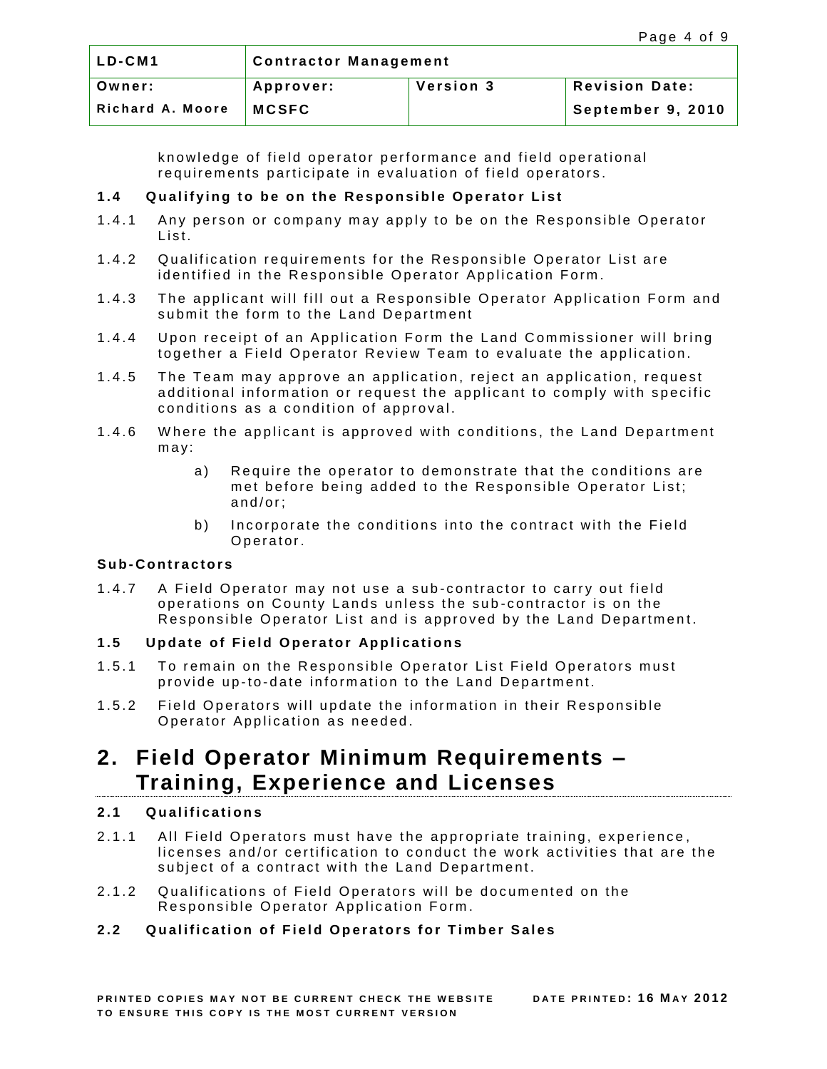knowledge of field operator performance and field operational requirements participate in evaluation of field operators.

### 1.4 Qualifying to be on the Responsible Operator List

1.4.1 Any person or company may apply to be on the Responsible Operator List.

1.4.2 Qualification requirements for the Responsible Operator List are identified in the Responsible Operator Application Form.

1.4.3 The applicant will fill out a Responsible Operator Application Form and submit the form to the Land Department

1.4.4 Upon receipt of an Application Form the Land Commissioner will bring together a Field Operator Review Team to evaluate the application.

1.4.5 The Team may approve an application, reject an application, request additional information or request the applicant to comply with specific conditions as a condition of approval.

1.4.6 Where the applicant is approved with conditions, the Land Department may:

a) Require the operator to demonstrate that the conditions are met before being added to the Responsible Operator List; and/or;

b) Incorporate the conditions into the contract with the Field Operator.

**Sub-Contractors**

1.4.7 A Field Operator may not use a sub-contractor to carry out field operations on County Lands unless the sub-contractor is on the Responsible Operator List and is approved by the Land Department.

### 1.5 Update of Field Operator Applications

1.5.1 To remain on the Responsible Operator List Field Operators must provide up-to-date information to the Land Department.

1.5.2 Field Operators will update the information in their Responsible Operator Application as needed.

## 2. Field Operator Minimum Requirements – Training, Experience and Licenses

### 2.1 Qualifications

2.1.1 All Field Operators must have the appropriate training, experience, licenses and/or certification to conduct the work activities that are the subject of a contract with the Land Department.

2.1.2 Qualifications of Field Operators will be documented on the Responsible Operator Application Form.

### 2.2 Qualification of Field Operators for Timber Sales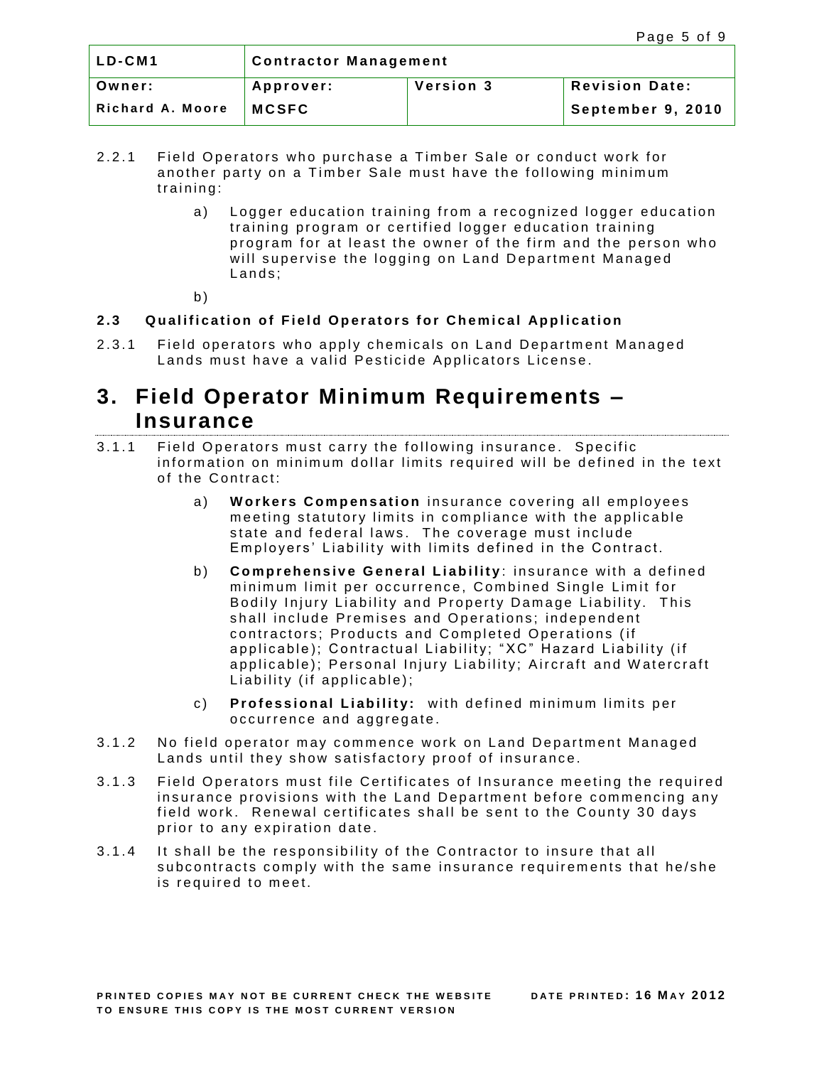| LD-CM1 | Contractor Management | | |
|---|---|---|---|
| Owner: | Approver: | Version 3 | Revision Date: |
| Richard A. Moore | MCSFC | | September 9, 2010 |

2.2.1 Field Operators who purchase a Timber Sale or conduct work for another party on a Timber Sale must have the following minimum training:

a) Logger education training from a recognized logger education training program or certified logger education training program for at least the owner of the firm and the person who will supervise the logging on Land Department Managed Lands;

b)

**2.3 Qualification of Field Operators for Chemical Application**

2.3.1 Field operators who apply chemicals on Land Department Managed Lands must have a valid Pesticide Applicators License.

# 3. Field Operator Minimum Requirements – Insurance

3.1.1 Field Operators must carry the following insurance. Specific information on minimum dollar limits required will be defined in the text of the Contract:

a) **Workers Compensation** insurance covering all employees meeting statutory limits in compliance with the applicable state and federal laws. The coverage must include Employers' Liability with limits defined in the Contract.

b) **Comprehensive General Liability**: insurance with a defined minimum limit per occurrence, Combined Single Limit for Bodily Injury Liability and Property Damage Liability. This shall include Premises and Operations; independent contractors; Products and Completed Operations (if applicable); Contractual Liability; "XC" Hazard Liability (if applicable); Personal Injury Liability; Aircraft and Watercraft Liability (if applicable);

c) **Professional Liability:** with defined minimum limits per occurrence and aggregate.

3.1.2 No field operator may commence work on Land Department Managed Lands until they show satisfactory proof of insurance.

3.1.3 Field Operators must file Certificates of Insurance meeting the required insurance provisions with the Land Department before commencing any field work. Renewal certificates shall be sent to the County 30 days prior to any expiration date.

3.1.4 It shall be the responsibility of the Contractor to insure that all subcontracts comply with the same insurance requirements that he/she is required to meet.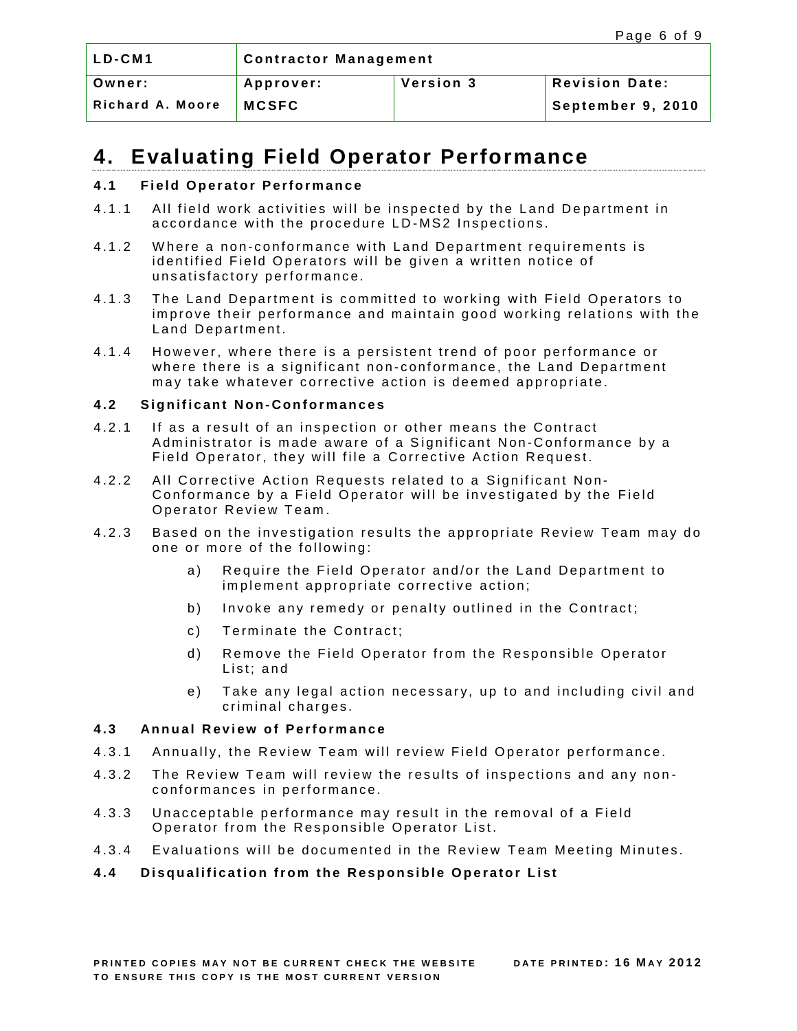# 4. Evaluating Field Operator Performance

### 4.1 Field Operator Performance

4.1.1 All field work activities will be inspected by the Land Department in accordance with the procedure LD-MS2 Inspections.

4.1.2 Where a non-conformance with Land Department requirements is identified Field Operators will be given a written notice of unsatisfactory performance.

4.1.3 The Land Department is committed to working with Field Operators to improve their performance and maintain good working relations with the Land Department.

4.1.4 However, where there is a persistent trend of poor performance or where there is a significant non-conformance, the Land Department may take whatever corrective action is deemed appropriate.

### 4.2 Significant Non-Conformances

4.2.1 If as a result of an inspection or other means the Contract Administrator is made aware of a Significant Non-Conformance by a Field Operator, they will file a Corrective Action Request.

4.2.2 All Corrective Action Requests related to a Significant Non-Conformance by a Field Operator will be investigated by the Field Operator Review Team.

4.2.3 Based on the investigation results the appropriate Review Team may do one or more of the following:

a) Require the Field Operator and/or the Land Department to implement appropriate corrective action;

b) Invoke any remedy or penalty outlined in the Contract;

c) Terminate the Contract;

d) Remove the Field Operator from the Responsible Operator List; and

e) Take any legal action necessary, up to and including civil and criminal charges.

### 4.3 Annual Review of Performance

4.3.1 Annually, the Review Team will review Field Operator performance.

4.3.2 The Review Team will review the results of inspections and any non-conformances in performance.

4.3.3 Unacceptable performance may result in the removal of a Field Operator from the Responsible Operator List.

4.3.4 Evaluations will be documented in the Review Team Meeting Minutes.

### 4.4 Disqualification from the Responsible Operator List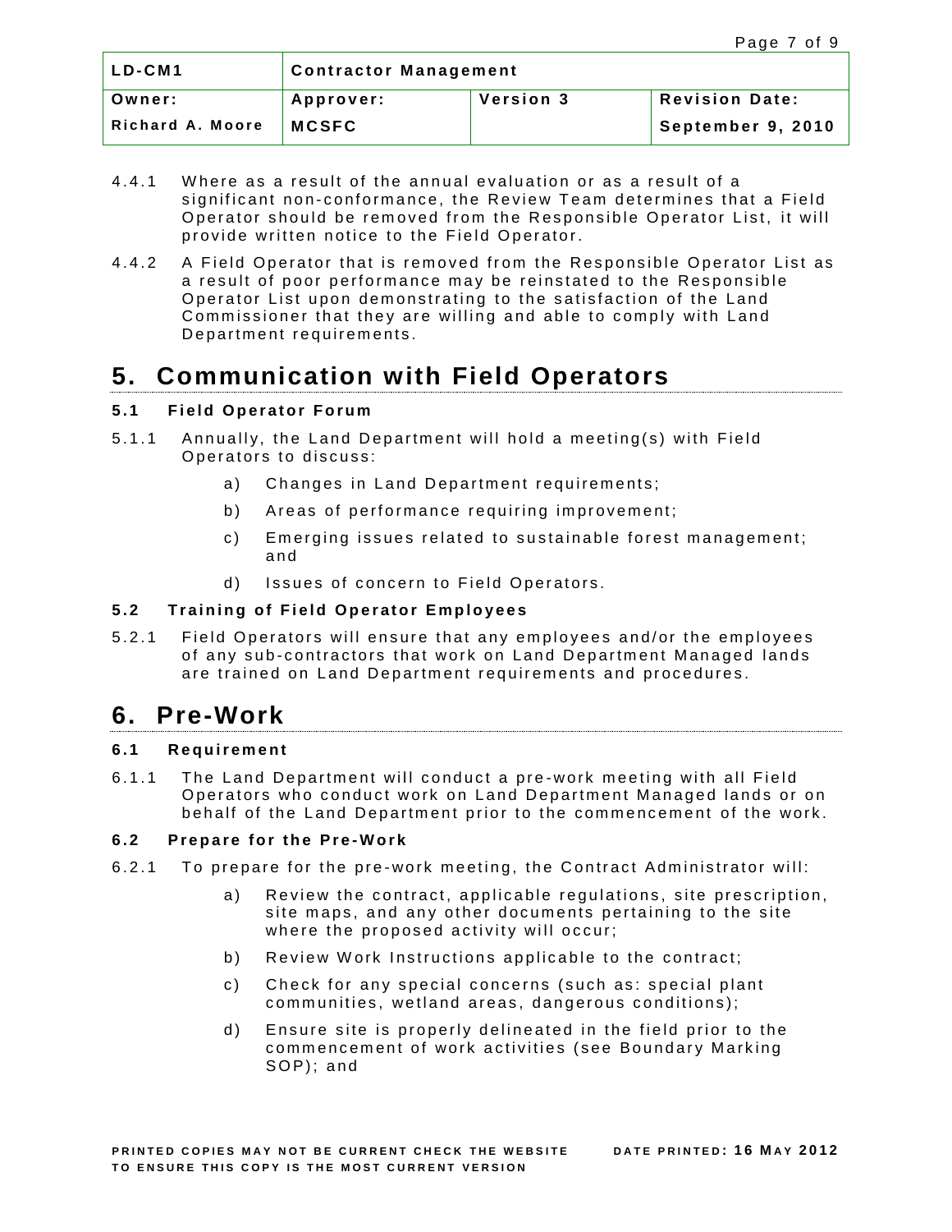| LD-CM1 | Contractor Management | | |
|---|---|---|---|
| Owner: | Approver: | Version 3 | Revision Date: |
| Richard A. Moore | MCSFC | | September 9, 2010 |

4.4.1 Where as a result of the annual evaluation or as a result of a significant non-conformance, the Review Team determines that a Field Operator should be removed from the Responsible Operator List, it will provide written notice to the Field Operator.

4.4.2 A Field Operator that is removed from the Responsible Operator List as a result of poor performance may be reinstated to the Responsible Operator List upon demonstrating to the satisfaction of the Land Commissioner that they are willing and able to comply with Land Department requirements.

# 5. Communication with Field Operators

### 5.1 Field Operator Forum

5.1.1 Annually, the Land Department will hold a meeting(s) with Field Operators to discuss:

a) Changes in Land Department requirements;

b) Areas of performance requiring improvement;

c) Emerging issues related to sustainable forest management; and

d) Issues of concern to Field Operators.

### 5.2 Training of Field Operator Employees

5.2.1 Field Operators will ensure that any employees and/or the employees of any sub-contractors that work on Land Department Managed lands are trained on Land Department requirements and procedures.

# 6. Pre-Work

### 6.1 Requirement

6.1.1 The Land Department will conduct a pre-work meeting with all Field Operators who conduct work on Land Department Managed lands or on behalf of the Land Department prior to the commencement of the work.

### 6.2 Prepare for the Pre-Work

6.2.1 To prepare for the pre-work meeting, the Contract Administrator will:

a) Review the contract, applicable regulations, site prescription, site maps, and any other documents pertaining to the site where the proposed activity will occur;

b) Review Work Instructions applicable to the contract;

c) Check for any special concerns (such as: special plant communities, wetland areas, dangerous conditions);

d) Ensure site is properly delineated in the field prior to the commencement of work activities (see Boundary Marking SOP); and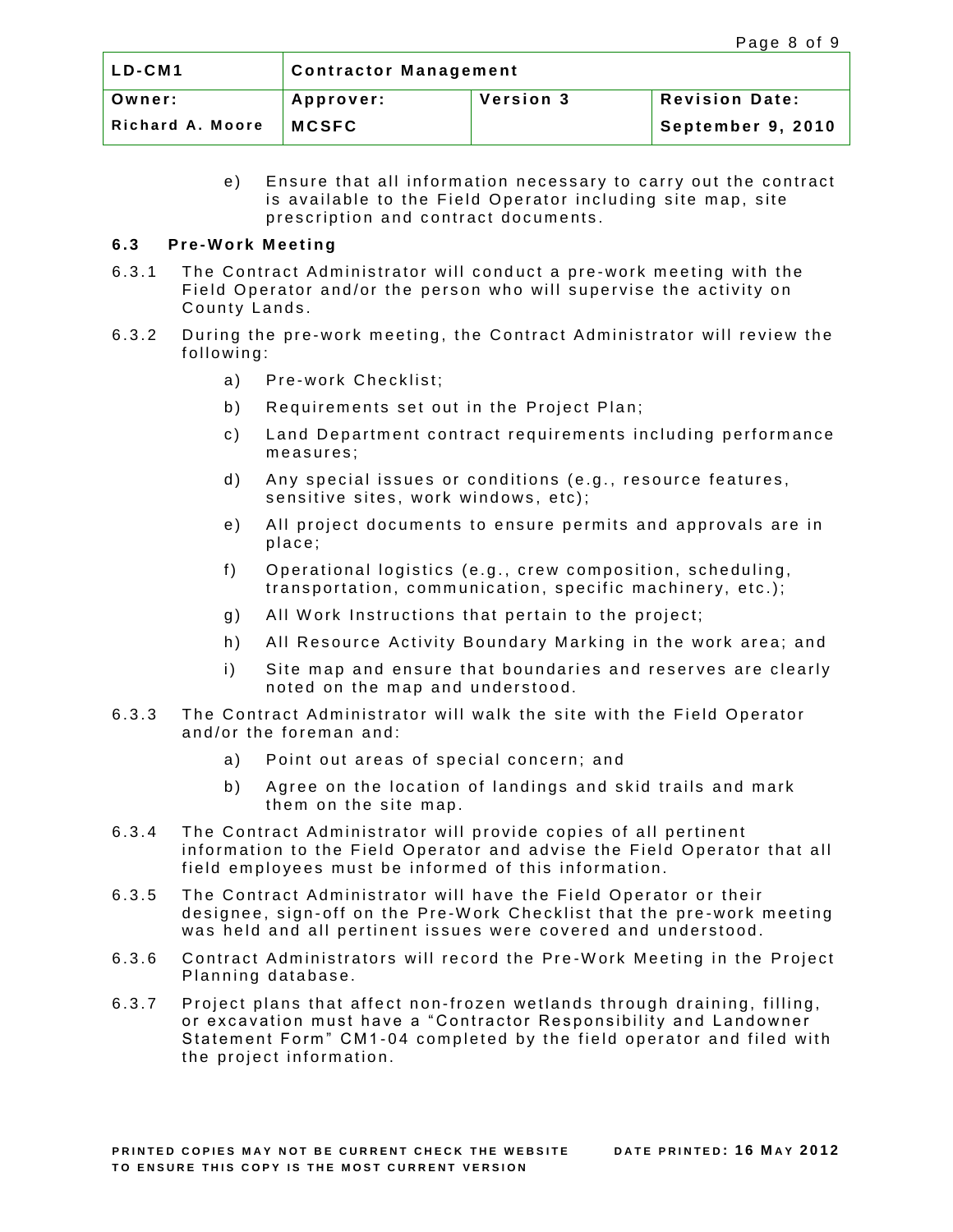e) Ensure that all information necessary to carry out the contract is available to the Field Operator including site map, site prescription and contract documents.

### 6.3 Pre-Work Meeting

6.3.1 The Contract Administrator will conduct a pre-work meeting with the Field Operator and/or the person who will supervise the activity on County Lands.

6.3.2 During the pre-work meeting, the Contract Administrator will review the following:

a) Pre-work Checklist;

b) Requirements set out in the Project Plan;

c) Land Department contract requirements including performance measures;

d) Any special issues or conditions (e.g., resource features, sensitive sites, work windows, etc);

e) All project documents to ensure permits and approvals are in place;

f) Operational logistics (e.g., crew composition, scheduling, transportation, communication, specific machinery, etc.);

g) All Work Instructions that pertain to the project;

h) All Resource Activity Boundary Marking in the work area; and

i) Site map and ensure that boundaries and reserves are clearly noted on the map and understood.

6.3.3 The Contract Administrator will walk the site with the Field Operator and/or the foreman and:

a) Point out areas of special concern; and

b) Agree on the location of landings and skid trails and mark them on the site map.

6.3.4 The Contract Administrator will provide copies of all pertinent information to the Field Operator and advise the Field Operator that all field employees must be informed of this information.

6.3.5 The Contract Administrator will have the Field Operator or their designee, sign-off on the Pre-Work Checklist that the pre-work meeting was held and all pertinent issues were covered and understood.

6.3.6 Contract Administrators will record the Pre-Work Meeting in the Project Planning database.

6.3.7 Project plans that affect non-frozen wetlands through draining, filling, or excavation must have a "Contractor Responsibility and Landowner Statement Form" CM1-04 completed by the field operator and filed with the project information.